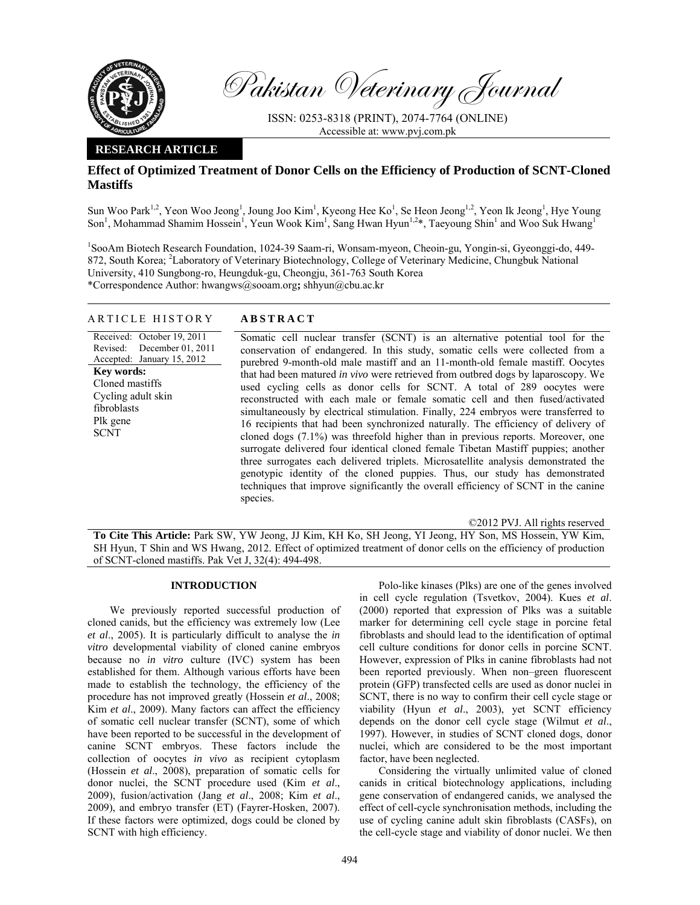# Effect of Optimized Treatment of Donor Cells on the Efficiency of Production of SCNT-Cloned Mastiffs

Sun Woo Park[1,2], Yeon Woo Jeong[1], Joung Joo Kim[1], Kyeong Hee Ko[1], Se Heon Jeong[1,2], Yeon Ik Jeong[1], Hye Young Son[1], Mohammad Shamim Hossein[1], Yeun Wook Kim[1], Sang Hwan Hyun[1,2]*, Taeyoung Shin[1] and Woo Suk Hwang[1]

[1]SooAm Biotech Research Foundation, 1024-39 Saam-ri, Wonsam-myeon, Cheoin-gu, Yongin-si, Gyeonggi-do, 449-872, South Korea; [2]Laboratory of Veterinary Biotechnology, College of Veterinary Medicine, Chungbuk National University, 410 Sungbong-ro, Heungduk-gu, Cheongju, 361-763 South Korea

*Correspondence Author: hwangws@sooam.org; shhyun@cbu.ac.kr

**RESEARCH ARTICLE**

## ARTICLE HISTORY

Received: October 19, 2011
Revised: December 01, 2011
Accepted: January 15, 2012

**Key words:**
Cloned mastiffs
Cycling adult skin fibroblasts
Plk gene
SCNT

## ABSTRACT

Somatic cell nuclear transfer (SCNT) is an alternative potential tool for the conservation of endangered. In this study, somatic cells were collected from a purebred 9-month-old male mastiff and an 11-month-old female mastiff. Oocytes that had been matured *in vivo* were retrieved from outbred dogs by laparoscopy. We used cycling cells as donor cells for SCNT. A total of 289 oocytes were reconstructed with each male or female somatic cell and then fused/activated simultaneously by electrical stimulation. Finally, 224 embryos were transferred to 16 recipients that had been synchronized naturally. The efficiency of delivery of cloned dogs (7.1%) was threefold higher than in previous reports. Moreover, one surrogate delivered four identical cloned female Tibetan Mastiff puppies; another three surrogates each delivered triplets. Microsatellite analysis demonstrated the genotypic identity of the cloned puppies. Thus, our study has demonstrated techniques that improve significantly the overall efficiency of SCNT in the canine species.

©2012 PVJ. All rights reserved

**To Cite This Article:** Park SW, YW Jeong, JJ Kim, KH Ko, SH Jeong, YI Jeong, HY Son, MS Hossein, YW Kim, SH Hyun, T Shin and WS Hwang, 2012. Effect of optimized treatment of donor cells on the efficiency of production of SCNT-cloned mastiffs. Pak Vet J, 32(4): 494-498.

## INTRODUCTION

We previously reported successful production of cloned canids, but the efficiency was extremely low (Lee *et al*., 2005). It is particularly difficult to analyse the *in vitro* developmental viability of cloned canine embryos because no *in vitro* culture (IVC) system has been established for them. Although various efforts have been made to establish the technology, the efficiency of the procedure has not improved greatly (Hossein *et al*., 2008; Kim *et al*., 2009). Many factors can affect the efficiency of somatic cell nuclear transfer (SCNT), some of which have been reported to be successful in the development of canine SCNT embryos. These factors include the collection of oocytes *in vivo* as recipient cytoplasm (Hossein *et al*., 2008), preparation of somatic cells for donor nuclei, the SCNT procedure used (Kim *et al*., 2009), fusion/activation (Jang *et al*., 2008; Kim *et al*., 2009), and embryo transfer (ET) (Fayrer-Hosken, 2007). If these factors were optimized, dogs could be cloned by SCNT with high efficiency.

Polo-like kinases (Plks) are one of the genes involved in cell cycle regulation (Tsvetkov, 2004). Kues *et al*. (2000) reported that expression of Plks was a suitable marker for determining cell cycle stage in porcine fetal fibroblasts and should lead to the identification of optimal cell culture conditions for donor cells in porcine SCNT. However, expression of Plks in canine fibroblasts had not been reported previously. When non–green fluorescent protein (GFP) transfected cells are used as donor nuclei in SCNT, there is no way to confirm their cell cycle stage or viability (Hyun *et al*., 2003), yet SCNT efficiency depends on the donor cell cycle stage (Wilmut *et al*., 1997). However, in studies of SCNT cloned dogs, donor nuclei, which are considered to be the most important factor, have been neglected.

Considering the virtually unlimited value of cloned canids in critical biotechnology applications, including gene conservation of endangered canids, we analysed the effect of cell-cycle synchronisation methods, including the use of cycling canine adult skin fibroblasts (CASFs), on the cell-cycle stage and viability of donor nuclei. We then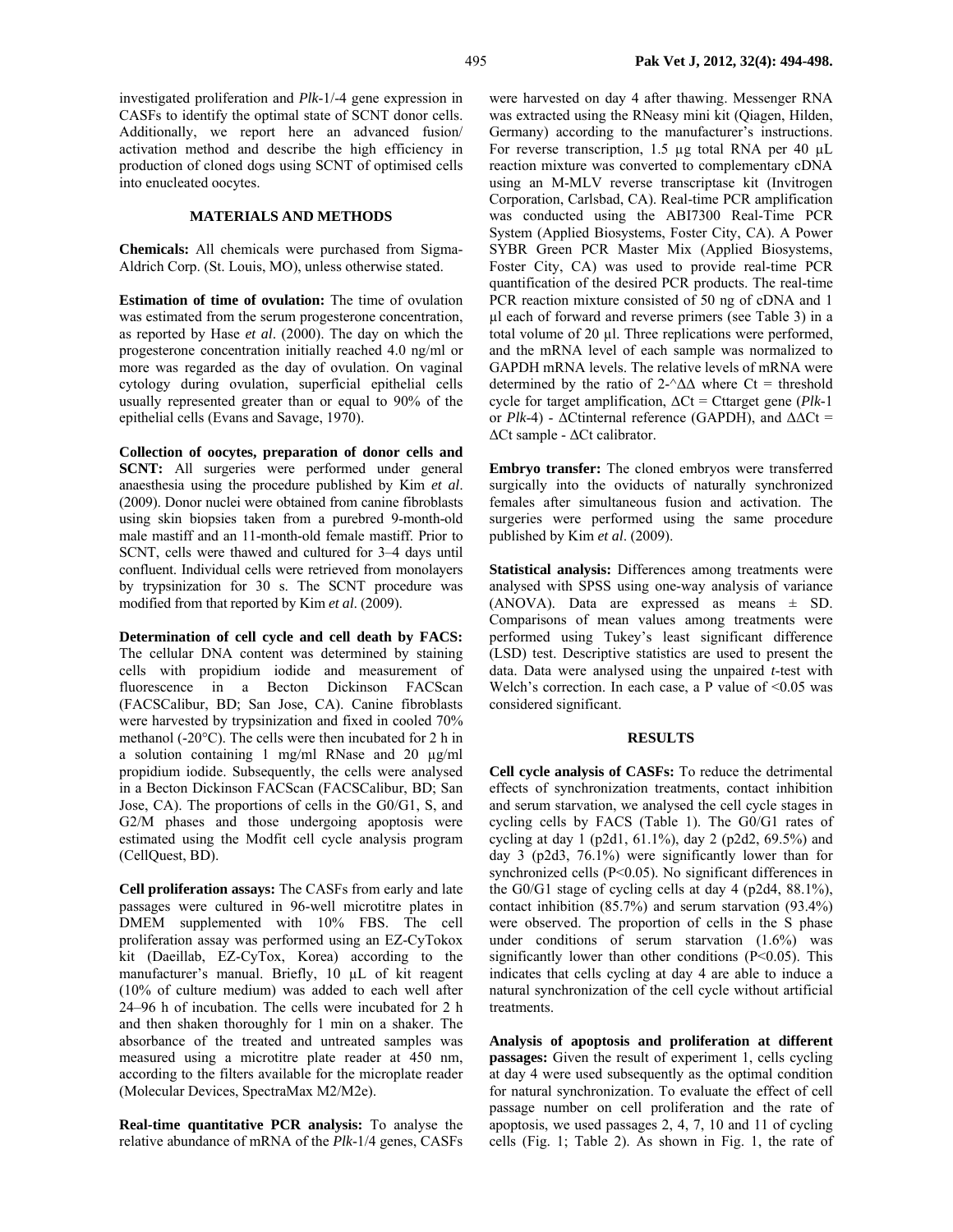investigated proliferation and *Plk*-1/-4 gene expression in CASFs to identify the optimal state of SCNT donor cells. Additionally, we report here an advanced fusion/activation method and describe the high efficiency in production of cloned dogs using SCNT of optimised cells into enucleated oocytes.

## MATERIALS AND METHODS

**Chemicals:** All chemicals were purchased from Sigma-Aldrich Corp. (St. Louis, MO), unless otherwise stated.

**Estimation of time of ovulation:** The time of ovulation was estimated from the serum progesterone concentration, as reported by Hase *et al*. (2000). The day on which the progesterone concentration initially reached 4.0 ng/ml or more was regarded as the day of ovulation. On vaginal cytology during ovulation, superficial epithelial cells usually represented greater than or equal to 90% of the epithelial cells (Evans and Savage, 1970).

**Collection of oocytes, preparation of donor cells and SCNT:** All surgeries were performed under general anaesthesia using the procedure published by Kim *et al*. (2009). Donor nuclei were obtained from canine fibroblasts using skin biopsies taken from a purebred 9-month-old male mastiff and an 11-month-old female mastiff. Prior to SCNT, cells were thawed and cultured for 3–4 days until confluent. Individual cells were retrieved from monolayers by trypsinization for 30 s. The SCNT procedure was modified from that reported by Kim *et al*. (2009).

**Determination of cell cycle and cell death by FACS:** The cellular DNA content was determined by staining cells with propidium iodide and measurement of fluorescence in a Becton Dickinson FACScan (FACSCalibur, BD; San Jose, CA). Canine fibroblasts were harvested by trypsinization and fixed in cooled 70% methanol (-20°C). The cells were then incubated for 2 h in a solution containing 1 mg/ml RNase and 20 µg/ml propidium iodide. Subsequently, the cells were analysed in a Becton Dickinson FACScan (FACSCalibur, BD; San Jose, CA). The proportions of cells in the G0/G1, S, and G2/M phases and those undergoing apoptosis were estimated using the Modfit cell cycle analysis program (CellQuest, BD).

**Cell proliferation assays:** The CASFs from early and late passages were cultured in 96-well microtitre plates in DMEM supplemented with 10% FBS. The cell proliferation assay was performed using an EZ-CyTokox kit (Daeillab, EZ-CyTox, Korea) according to the manufacturer's manual. Briefly, 10 µL of kit reagent (10% of culture medium) was added to each well after 24–96 h of incubation. The cells were incubated for 2 h and then shaken thoroughly for 1 min on a shaker. The absorbance of the treated and untreated samples was measured using a microtitre plate reader at 450 nm, according to the filters available for the microplate reader (Molecular Devices, SpectraMax M2/M2e).

**Real-time quantitative PCR analysis:** To analyse the relative abundance of mRNA of the *Plk*-1/4 genes, CASFs were harvested on day 4 after thawing. Messenger RNA was extracted using the RNeasy mini kit (Qiagen, Hilden, Germany) according to the manufacturer's instructions. For reverse transcription, 1.5 µg total RNA per 40 µL reaction mixture was converted to complementary cDNA using an M-MLV reverse transcriptase kit (Invitrogen Corporation, Carlsbad, CA). Real-time PCR amplification was conducted using the ABI7300 Real-Time PCR System (Applied Biosystems, Foster City, CA). A Power SYBR Green PCR Master Mix (Applied Biosystems, Foster City, CA) was used to provide real-time PCR quantification of the desired PCR products. The real-time PCR reaction mixture consisted of 50 ng of cDNA and 1 µl each of forward and reverse primers (see Table 3) in a total volume of 20 µl. Three replications were performed, and the mRNA level of each sample was normalized to GAPDH mRNA levels. The relative levels of mRNA were determined by the ratio of $2^{-\Delta\Delta}$ where Ct = threshold cycle for target amplification, $\Delta Ct = Ct_{target\ gene}$ (*Plk*-1 or *Plk*-4) - $\Delta Ct_{internal\ reference}$ (GAPDH), and $\Delta\Delta Ct = \Delta Ct_{sample} - \Delta Ct_{calibrator}$.

**Embryo transfer:** The cloned embryos were transferred surgically into the oviducts of naturally synchronized females after simultaneous fusion and activation. The surgeries were performed using the same procedure published by Kim *et al*. (2009).

**Statistical analysis:** Differences among treatments were analysed with SPSS using one-way analysis of variance (ANOVA). Data are expressed as means ± SD. Comparisons of mean values among treatments were performed using Tukey's least significant difference (LSD) test. Descriptive statistics are used to present the data. Data were analysed using the unpaired *t*-test with Welch's correction. In each case, a P value of $<0.05$ was considered significant.

## RESULTS

**Cell cycle analysis of CASFs:** To reduce the detrimental effects of synchronization treatments, contact inhibition and serum starvation, we analysed the cell cycle stages in cycling cells by FACS (Table 1). The G0/G1 rates of cycling at day 1 (p2d1, 61.1%), day 2 (p2d2, 69.5%) and day 3 (p2d3, 76.1%) were significantly lower than for synchronized cells ($P<0.05$). No significant differences in the G0/G1 stage of cycling cells at day 4 (p2d4, 88.1%), contact inhibition (85.7%) and serum starvation (93.4%) were observed. The proportion of cells in the S phase under conditions of serum starvation (1.6%) was significantly lower than other conditions ($P<0.05$). This indicates that cells cycling at day 4 are able to induce a natural synchronization of the cell cycle without artificial treatments.

**Analysis of apoptosis and proliferation at different passages:** Given the result of experiment 1, cells cycling at day 4 were used subsequently as the optimal condition for natural synchronization. To evaluate the effect of cell passage number on cell proliferation and the rate of apoptosis, we used passages 2, 4, 7, 10 and 11 of cycling cells (Fig. 1; Table 2). As shown in Fig. 1, the rate of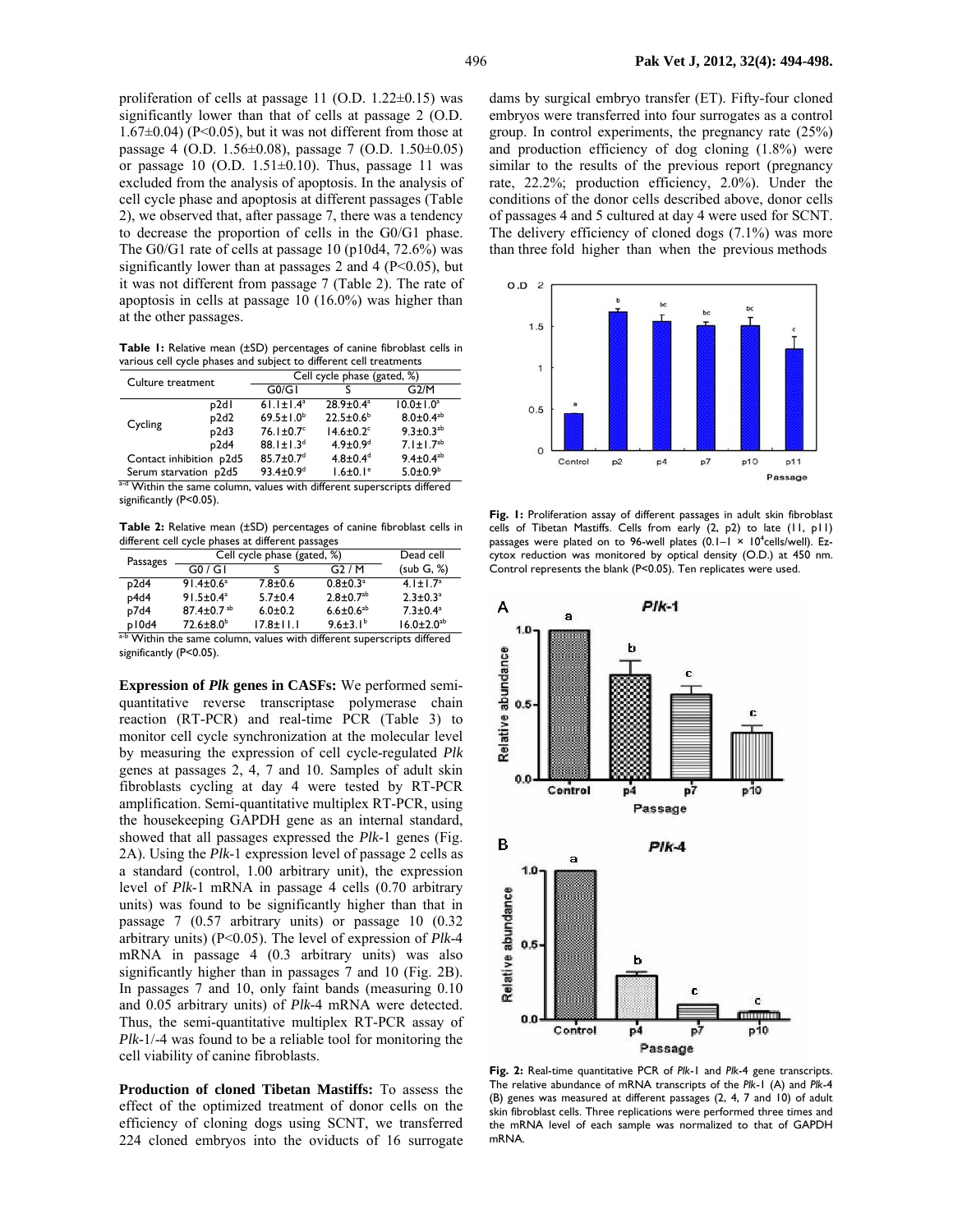proliferation of cells at passage 11 (O.D. 1.22±0.15) was significantly lower than that of cells at passage 2 (O.D. 1.67±0.04) (P<0.05), but it was not different from those at passage 4 (O.D. 1.56±0.08), passage 7 (O.D. 1.50±0.05) or passage 10 (O.D. 1.51±0.10). Thus, passage 11 was excluded from the analysis of apoptosis. In the analysis of cell cycle phase and apoptosis at different passages (Table 2), we observed that, after passage 7, there was a tendency to decrease the proportion of cells in the G0/G1 phase. The G0/G1 rate of cells at passage 10 (p10d4, 72.6%) was significantly lower than at passages 2 and 4 (P<0.05), but it was not different from passage 7 (Table 2). The rate of apoptosis in cells at passage 10 (16.0%) was higher than at the other passages.

**Table 1:** Relative mean (±SD) percentages of canine fibroblast cells in various cell cycle phases and subject to different cell treatments

| Culture treatment | | Cell cycle phase (gated, %) | | |
|---|---|---|---|---|
| | | G0/G1 | S | G2/M |
| Cycling | p2d1 | 61.1±1.4[a] | 28.9±0.4[a] | 10.0±1.0[a] |
| | p2d2 | 69.5±1.0[b] | 22.5±0.6[b] | 8.0±0.4[ab] |
| | p2d3 | 76.1±0.7[c] | 14.6±0.2[c] | 9.3±0.3[ab] |
| | p2d4 | 88.1±1.3[d] | 4.9±0.9[d] | 7.1±1.7[ab] |
| Contact inhibition | p2d5 | 85.7±0.7[d] | 4.8±0.4[d] | 9.4±0.4[ab] |
| Serum starvation | p2d5 | 93.4±0.9[d] | 1.6±0.1[e] | 5.0±0.9[b] |

[a-d] Within the same column, values with different superscripts differed significantly (P<0.05).

**Table 2:** Relative mean (±SD) percentages of canine fibroblast cells in different cell cycle phases at different passages

| Passages | Cell cycle phase (gated, %) | | | Dead cell |
|---|---|---|---|---|
| | G0 / G1 | S | G2 / M | (sub G, %) |
| p2d4 | 91.4±0.6[a] | 7.8±0.6 | 0.8±0.3[a] | 4.1±1.7[a] |
| p4d4 | 91.5±0.4[a] | 5.7±0.4 | 2.8±0.7[ab] | 2.3±0.3[a] |
| p7d4 | 87.4±0.7[ab] | 6.0±0.2 | 6.6±0.6[ab] | 7.3±0.4[a] |
| p10d4 | 72.6±8.0[b] | 17.8±11.1 | 9.6±3.1[b] | 16.0±2.0[ab] |

[a-b] Within the same column, values with different superscripts differed significantly (P<0.05).

**Expression of *Plk* genes in CASFs:** We performed semi-quantitative reverse transcriptase polymerase chain reaction (RT-PCR) and real-time PCR (Table 3) to monitor cell cycle synchronization at the molecular level by measuring the expression of cell cycle-regulated *Plk* genes at passages 2, 4, 7 and 10. Samples of adult skin fibroblasts cycling at day 4 were tested by RT-PCR amplification. Semi-quantitative multiplex RT-PCR, using the housekeeping GAPDH gene as an internal standard, showed that all passages expressed the *Plk*-1 genes (Fig. 2A). Using the *Plk*-1 expression level of passage 2 cells as a standard (control, 1.00 arbitrary unit), the expression level of *Plk*-1 mRNA in passage 4 cells (0.70 arbitrary units) was found to be significantly higher than that in passage 7 (0.57 arbitrary units) or passage 10 (0.32 arbitrary units) (P<0.05). The level of expression of *Plk*-4 mRNA in passage 4 (0.3 arbitrary units) was also significantly higher than in passages 7 and 10 (Fig. 2B). In passages 7 and 10, only faint bands (measuring 0.10 and 0.05 arbitrary units) of *Plk*-4 mRNA were detected. Thus, the semi-quantitative multiplex RT-PCR assay of *Plk*-1/-4 was found to be a reliable tool for monitoring the cell viability of canine fibroblasts.

**Production of cloned Tibetan Mastiffs:** To assess the effect of the optimized treatment of donor cells on the efficiency of cloning dogs using SCNT, we transferred 224 cloned embryos into the oviducts of 16 surrogate dams by surgical embryo transfer (ET). Fifty-four cloned embryos were transferred into four surrogates as a control group. In control experiments, the pregnancy rate (25%) and production efficiency of dog cloning (1.8%) were similar to the results of the previous report (pregnancy rate, 22.2%; production efficiency, 2.0%). Under the conditions of the donor cells described above, donor cells of passages 4 and 5 cultured at day 4 were used for SCNT. The delivery efficiency of cloned dogs (7.1%) was more than three fold higher than when the previous methods

**Fig. 1:** Proliferation assay of different passages in adult skin fibroblast cells of Tibetan Mastiffs. Cells from early (2, p2) to late (11, p11) passages were plated on to 96-well plates (0.1–1 × 10[4] cells/well). Ez-cytox reduction was monitored by optical density (O.D.) at 450 nm. Control represents the blank (P<0.05). Ten replicates were used.

**Fig. 2:** Real-time quantitative PCR of *Plk*-1 and *Plk*-4 gene transcripts. The relative abundance of mRNA transcripts of the *Plk*-1 (A) and *Plk*-4 (B) genes was measured at different passages (2, 4, 7 and 10) of adult skin fibroblast cells. Three replications were performed three times and the mRNA level of each sample was normalized to that of GAPDH mRNA.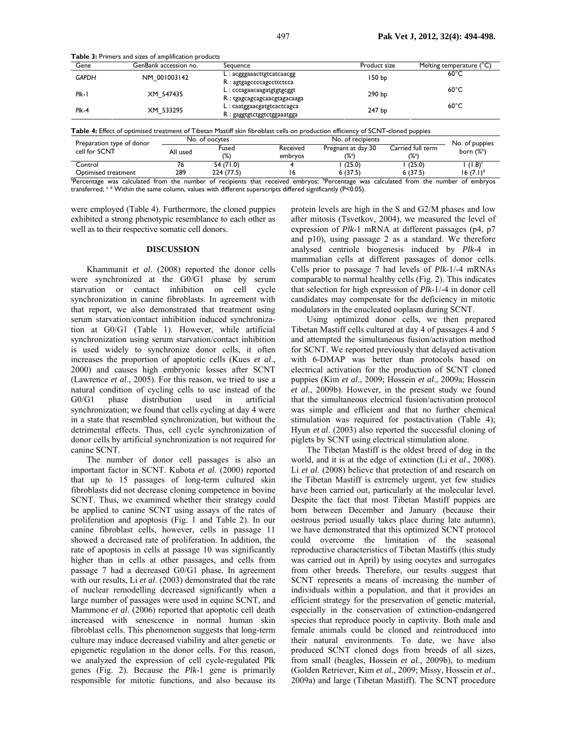**Table 3:** Primers and sizes of amplification products

| Gene | GenBank accession no. | Sequence | Product size | Melting temperature (°C) |
|---|---|---|---|---|
| *GAPDH* | NM_001003142 | L : acgggaaacttgtcatcaacgg<br>R : agtgagccccagccttctcca | 150 bp | 60°C |
| *Plk*-1 | XM_547435 | L : cccagaacaagatgtgtgcggt<br>R : tgagcagcagcaacgtagacaaga | 290 bp | 60°C |
| *Plk*-4 | XM_533295 | L : caatggaacgatgtcactcagca<br>R : gaggtgtctggtctggaaatgga | 247 bp | 60°C |

**Table 4:** Effect of optimised treatment of Tibetan Mastiff skin fibroblast cells on production efficiency of SCNT-cloned puppies

| Preparation type of donor cell for SCNT | No. of oocytes | | No. of recipients | | | No. of puppies born (%[b]) |
|---|---|---|---|---|---|---|
| | All used | Fused (%) | Received embryos | Pregnant at day 30 (%[a]) | Carried full term (%[a]) | |
| Control | 76 | 54 (71.0) | 4 | 1 (25.0) | 1 (25.0) | 1 (1.8)[c] |
| Optimised treatment | 289 | 224 (77.5) | 16 | 6 (37.5) | 6 (37.5) | 16 (7.1)[d] |

[a]Percentage was calculated from the number of recipients that received embryos; [b]Percentage was calculated from the number of embryos transferred; [c, d] Within the same column, values with different superscripts differed significantly (P<0.05).

were employed (Table 4). Furthermore, the cloned puppies exhibited a strong phenotypic resemblance to each other as well as to their respective somatic cell donors.

## DISCUSSION

Khammanit *et al*. (2008) reported the donor cells were synchronized at the G0/G1 phase by serum starvation or contact inhibition on cell cycle synchronization in canine fibroblasts. In agreement with that report, we also demonstrated that treatment using serum starvation/contact inhibition induced synchronization at G0/G1 (Table 1). However, while artificial synchronization using serum starvation/contact inhibition is used widely to synchronize donor cells, it often increases the proportion of apoptotic cells (Kues *et al*., 2000) and causes high embryonic losses after SCNT (Lawrence *et al*., 2005). For this reason, we tried to use a natural condition of cycling cells to use instead of the G0/G1 phase distribution used in artificial synchronization; we found that cells cycling at day 4 were in a state that resembled synchronization, but without the detrimental effects. Thus, cell cycle synchronization of donor cells by artificial synchronization is not required for canine SCNT.

The number of donor cell passages is also an important factor in SCNT. Kubota *et al*. (2000) reported that up to 15 passages of long-term cultured skin fibroblasts did not decrease cloning competence in bovine SCNT. Thus, we examined whether their strategy could be applied to canine SCNT using assays of the rates of proliferation and apoptosis (Fig. 1 and Table 2). In our canine fibroblast cells, however, cells in passage 11 showed a decreased rate of proliferation. In addition, the rate of apoptosis in cells at passage 10 was significantly higher than in cells at other passages, and cells from passage 7 had a decreased G0/G1 phase. In agreement with our results, Li *et al*. (2003) demonstrated that the rate of nuclear remodelling decreased significantly when a large number of passages were used in equine SCNT, and Mammone *et al*. (2006) reported that apoptotic cell death increased with senescence in normal human skin fibroblast cells. This phenomenon suggests that long-term culture may induce decreased viability and alter genetic or epigenetic regulation in the donor cells. For this reason, we analyzed the expression of cell cycle-regulated Plk genes (Fig. 2). Because the *Plk*-1 gene is primarily responsible for mitotic functions, and also because its protein levels are high in the S and G2/M phases and low after mitosis (Tsvetkov, 2004), we measured the level of expression of *Plk*-1 mRNA at different passages (p4, p7 and p10), using passage 2 as a standard. We therefore analysed centriole biogenesis induced by *Plk*-4 in mammalian cells at different passages of donor cells. Cells prior to passage 7 had levels of *Plk*-1/-4 mRNAs comparable to normal healthy cells (Fig. 2). This indicates that selection for high expression of *Plk*-1/-4 in donor cell candidates may compensate for the deficiency in mitotic modulators in the enucleated ooplasm during SCNT.

Using optimized donor cells, we then prepared Tibetan Mastiff cells cultured at day 4 of passages 4 and 5 and attempted the simultaneous fusion/activation method for SCNT. We reported previously that delayed activation with 6-DMAP was better than protocols based on electrical activation for the production of SCNT cloned puppies (Kim *et al*., 2009; Hossein *et al*., 2009a; Hossein *et al*., 2009b). However, in the present study we found that the simultaneous electrical fusion/activation protocol was simple and efficient and that no further chemical stimulation was required for postactivation (Table 4); Hyun *et al*. (2003) also reported the successful cloning of piglets by SCNT using electrical stimulation alone.

The Tibetan Mastiff is the oldest breed of dog in the world, and it is at the edge of extinction (Li *et al*., 2008). Li *et al*. (2008) believe that protection of and research on the Tibetan Mastiff is extremely urgent, yet few studies have been carried out, particularly at the molecular level. Despite the fact that most Tibetan Mastiff puppies are born between December and January (because their oestrous period usually takes place during late autumn), we have demonstrated that this optimized SCNT protocol could overcome the limitation of the seasonal reproductive characteristics of Tibetan Mastiffs (this study was carried out in April) by using oocytes and surrogates from other breeds. Therefore, our results suggest that SCNT represents a means of increasing the number of individuals within a population, and that it provides an efficient strategy for the preservation of genetic material, especially in the conservation of extinction-endangered species that reproduce poorly in captivity. Both male and female animals could be cloned and reintroduced into their natural environments. To date, we have also produced SCNT cloned dogs from breeds of all sizes, from small (beagles, Hossein *et al*., 2009b), to medium (Golden Retriever, Kim *et al*., 2009; Missy, Hossein *et al*., 2009a) and large (Tibetan Mastiff). The SCNT procedure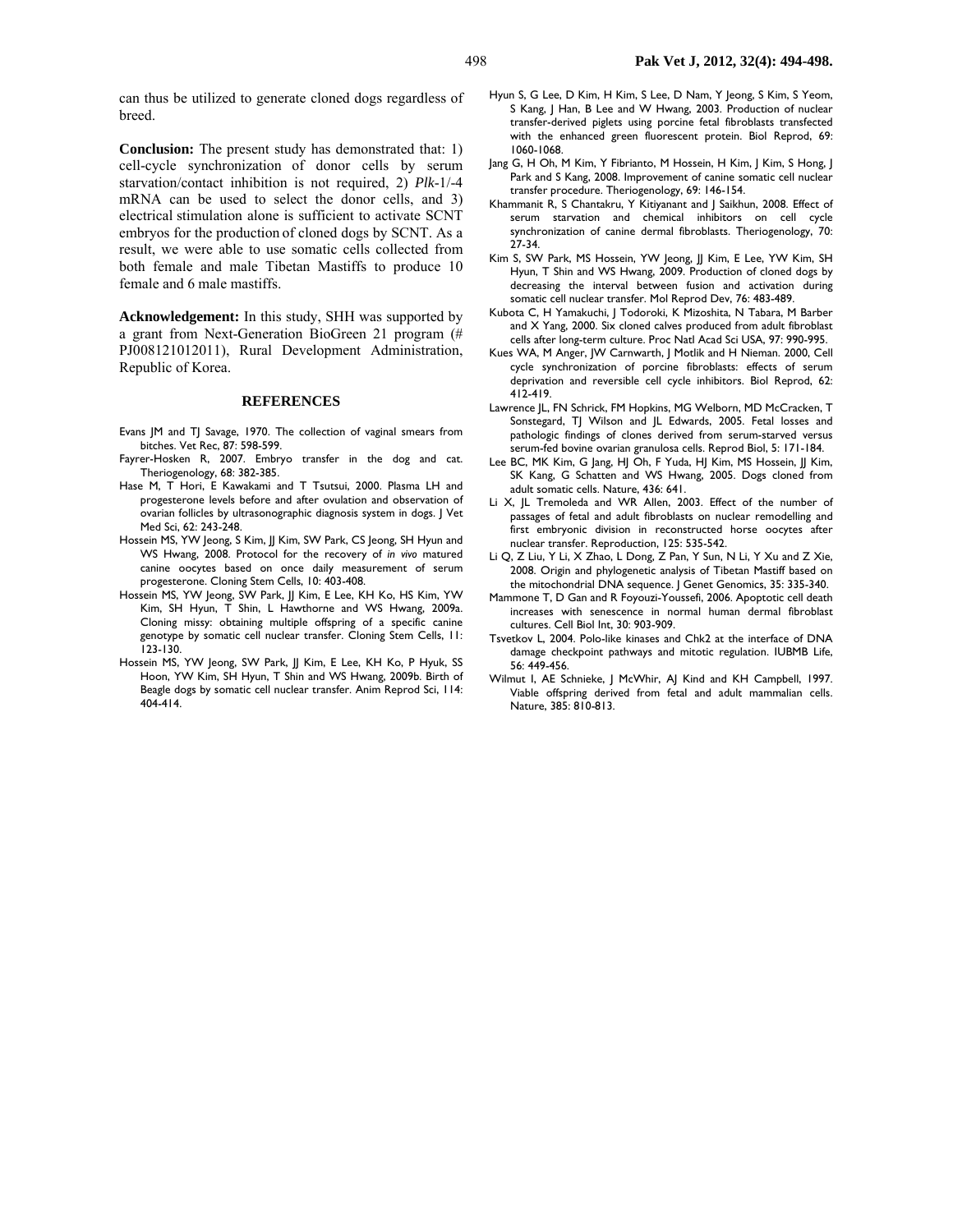can thus be utilized to generate cloned dogs regardless of breed.

**Conclusion:** The present study has demonstrated that: 1) cell-cycle synchronization of donor cells by serum starvation/contact inhibition is not required, 2) *Plk*-1/-4 mRNA can be used to select the donor cells, and 3) electrical stimulation alone is sufficient to activate SCNT embryos for the production of cloned dogs by SCNT. As a result, we were able to use somatic cells collected from both female and male Tibetan Mastiffs to produce 10 female and 6 male mastiffs.

**Acknowledgement:** In this study, SHH was supported by a grant from Next-Generation BioGreen 21 program (# PJ008121012011), Rural Development Administration, Republic of Korea.

## REFERENCES

Evans JM and TJ Savage, 1970. The collection of vaginal smears from bitches. Vet Rec, 87: 598-599.

Fayrer-Hosken R, 2007. Embryo transfer in the dog and cat. Theriogenology, 68: 382-385.

Hase M, T Hori, E Kawakami and T Tsutsui, 2000. Plasma LH and progesterone levels before and after ovulation and observation of ovarian follicles by ultrasonographic diagnosis system in dogs. J Vet Med Sci, 62: 243-248.

Hossein MS, YW Jeong, S Kim, JJ Kim, SW Park, CS Jeong, SH Hyun and WS Hwang, 2008. Protocol for the recovery of *in vivo* matured canine oocytes based on once daily measurement of serum progesterone. Cloning Stem Cells, 10: 403-408.

Hossein MS, YW Jeong, SW Park, JJ Kim, E Lee, KH Ko, HS Kim, YW Kim, SH Hyun, T Shin, L Hawthorne and WS Hwang, 2009a. Cloning missy: obtaining multiple offspring of a specific canine genotype by somatic cell nuclear transfer. Cloning Stem Cells, 11: 123-130.

Hossein MS, YW Jeong, SW Park, JJ Kim, E Lee, KH Ko, P Hyuk, SS Hoon, YW Kim, SH Hyun, T Shin and WS Hwang, 2009b. Birth of Beagle dogs by somatic cell nuclear transfer. Anim Reprod Sci, 114: 404-414.

Hyun S, G Lee, D Kim, H Kim, S Lee, D Nam, Y Jeong, S Kim, S Yeom, S Kang, J Han, B Lee and W Hwang, 2003. Production of nuclear transfer-derived piglets using porcine fetal fibroblasts transfected with the enhanced green fluorescent protein. Biol Reprod, 69: 1060-1068.

Jang G, H Oh, M Kim, Y Fibrianto, M Hossein, H Kim, J Kim, S Hong, J Park and S Kang, 2008. Improvement of canine somatic cell nuclear transfer procedure. Theriogenology, 69: 146-154.

Khammanit R, S Chantakru, Y Kitiyanant and J Saikhun, 2008. Effect of serum starvation and chemical inhibitors on cell cycle synchronization of canine dermal fibroblasts. Theriogenology, 70: 27-34.

Kim S, SW Park, MS Hossein, YW Jeong, JJ Kim, E Lee, YW Kim, SH Hyun, T Shin and WS Hwang, 2009. Production of cloned dogs by decreasing the interval between fusion and activation during somatic cell nuclear transfer. Mol Reprod Dev, 76: 483-489.

Kubota C, H Yamakuchi, J Todoroki, K Mizoshita, N Tabara, M Barber and X Yang, 2000. Six cloned calves produced from adult fibroblast cells after long-term culture. Proc Natl Acad Sci USA, 97: 990-995.

Kues WA, M Anger, JW Carnwarth, J Motlik and H Nieman. 2000, Cell cycle synchronization of porcine fibroblasts: effects of serum deprivation and reversible cell cycle inhibitors. Biol Reprod, 62: 412-419.

Lawrence JL, FN Schrick, FM Hopkins, MG Welborn, MD McCracken, T Sonstegard, TJ Wilson and JL Edwards, 2005. Fetal losses and pathologic findings of clones derived from serum-starved versus serum-fed bovine ovarian granulosa cells. Reprod Biol, 5: 171-184.

Lee BC, MK Kim, G Jang, HJ Oh, F Yuda, HJ Kim, MS Hossein, JJ Kim, SK Kang, G Schatten and WS Hwang, 2005. Dogs cloned from adult somatic cells. Nature, 436: 641.

Li X, JL Tremoleda and WR Allen, 2003. Effect of the number of passages of fetal and adult fibroblasts on nuclear remodelling and first embryonic division in reconstructed horse oocytes after nuclear transfer. Reproduction, 125: 535-542.

Li Q, Z Liu, Y Li, X Zhao, L Dong, Z Pan, Y Sun, N Li, Y Xu and Z Xie, 2008. Origin and phylogenetic analysis of Tibetan Mastiff based on the mitochondrial DNA sequence. J Genet Genomics, 35: 335-340.

Mammone T, D Gan and R Foyouzi-Youssefi, 2006. Apoptotic cell death increases with senescence in normal human dermal fibroblast cultures. Cell Biol Int, 30: 903-909.

Tsvetkov L, 2004. Polo-like kinases and Chk2 at the interface of DNA damage checkpoint pathways and mitotic regulation. IUBMB Life, 56: 449-456.

Wilmut I, AE Schnieke, J McWhir, AJ Kind and KH Campbell, 1997. Viable offspring derived from fetal and adult mammalian cells. Nature, 385: 810-813.